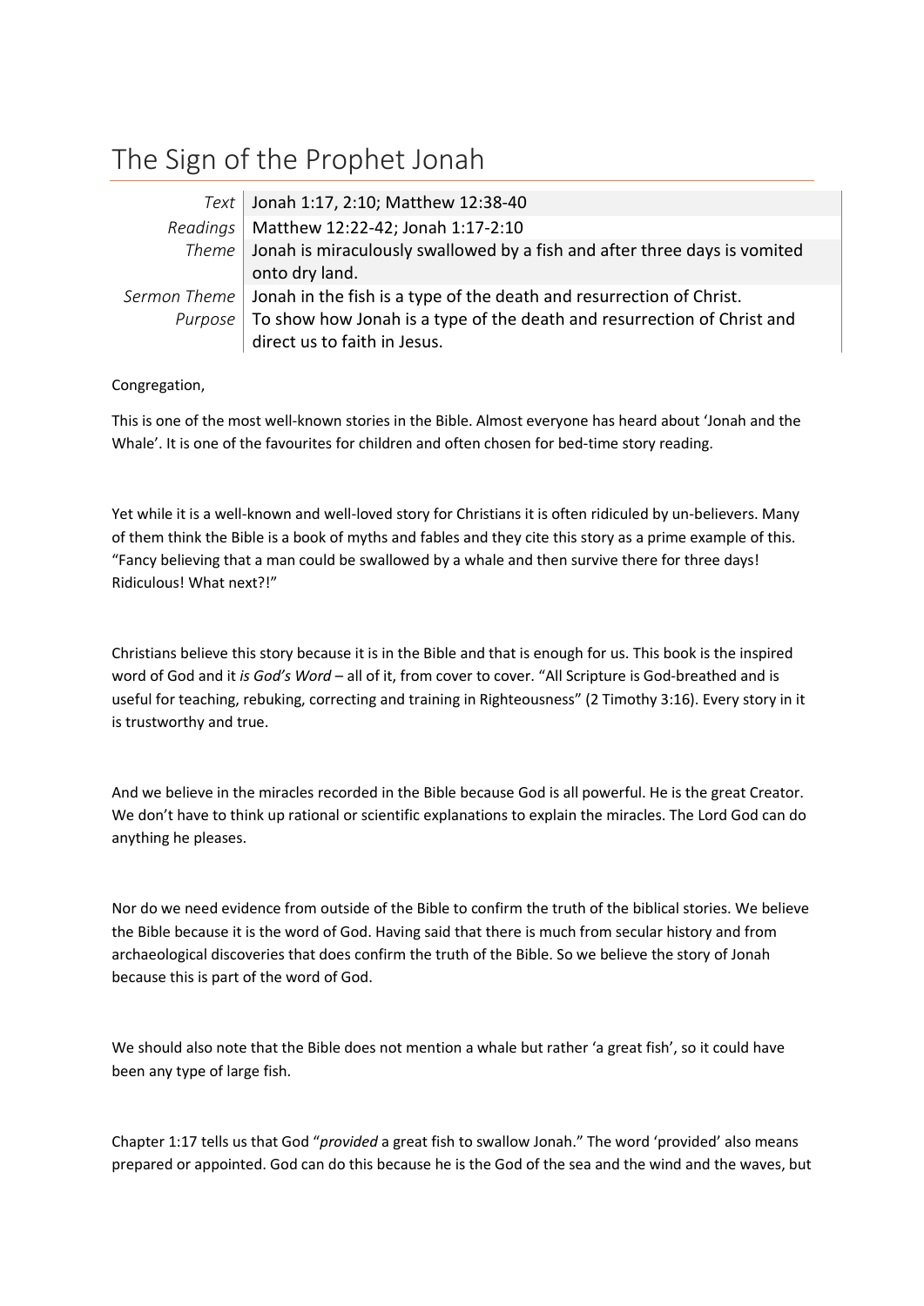# The Sign of the Prophet Jonah

| | |
|---|---|
| *Text* | Jonah 1:17, 2:10; Matthew 12:38-40 |
| *Readings* | Matthew 12:22-42; Jonah 1:17-2:10 |
| *Theme* | Jonah is miraculously swallowed by a fish and after three days is vomited onto dry land. |
| *Sermon Theme* | Jonah in the fish is a type of the death and resurrection of Christ. |
| *Purpose* | To show how Jonah is a type of the death and resurrection of Christ and direct us to faith in Jesus. |

Congregation,

This is one of the most well-known stories in the Bible. Almost everyone has heard about 'Jonah and the Whale'. It is one of the favourites for children and often chosen for bed-time story reading.

Yet while it is a well-known and well-loved story for Christians it is often ridiculed by un-believers. Many of them think the Bible is a book of myths and fables and they cite this story as a prime example of this. "Fancy believing that a man could be swallowed by a whale and then survive there for three days! Ridiculous! What next?!"

Christians believe this story because it is in the Bible and that is enough for us. This book is the inspired word of God and it *is God's Word* – all of it, from cover to cover. "All Scripture is God-breathed and is useful for teaching, rebuking, correcting and training in Righteousness" (2 Timothy 3:16). Every story in it is trustworthy and true.

And we believe in the miracles recorded in the Bible because God is all powerful. He is the great Creator. We don't have to think up rational or scientific explanations to explain the miracles. The Lord God can do anything he pleases.

Nor do we need evidence from outside of the Bible to confirm the truth of the biblical stories. We believe the Bible because it is the word of God. Having said that there is much from secular history and from archaeological discoveries that does confirm the truth of the Bible. So we believe the story of Jonah because this is part of the word of God.

We should also note that the Bible does not mention a whale but rather 'a great fish', so it could have been any type of large fish.

Chapter 1:17 tells us that God "*provided* a great fish to swallow Jonah." The word 'provided' also means prepared or appointed. God can do this because he is the God of the sea and the wind and the waves, but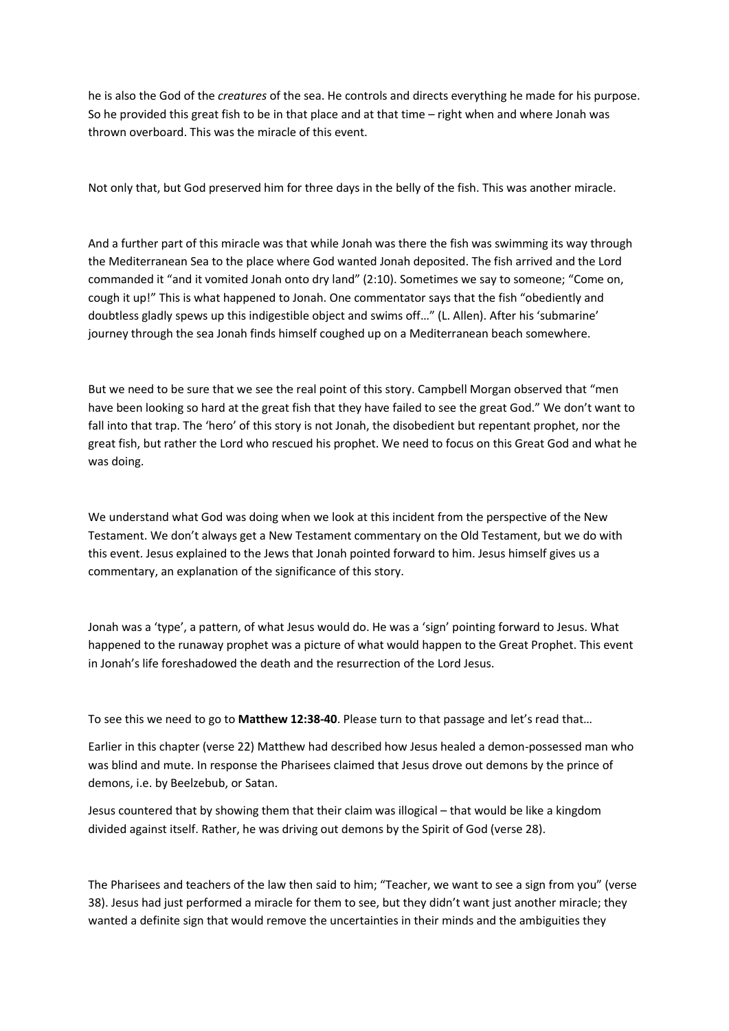he is also the God of the *creatures* of the sea. He controls and directs everything he made for his purpose. So he provided this great fish to be in that place and at that time – right when and where Jonah was thrown overboard. This was the miracle of this event.

Not only that, but God preserved him for three days in the belly of the fish. This was another miracle.

And a further part of this miracle was that while Jonah was there the fish was swimming its way through the Mediterranean Sea to the place where God wanted Jonah deposited. The fish arrived and the Lord commanded it "and it vomited Jonah onto dry land" (2:10). Sometimes we say to someone; "Come on, cough it up!" This is what happened to Jonah. One commentator says that the fish "obediently and doubtless gladly spews up this indigestible object and swims off…" (L. Allen). After his 'submarine' journey through the sea Jonah finds himself coughed up on a Mediterranean beach somewhere.

But we need to be sure that we see the real point of this story. Campbell Morgan observed that "men have been looking so hard at the great fish that they have failed to see the great God." We don't want to fall into that trap. The 'hero' of this story is not Jonah, the disobedient but repentant prophet, nor the great fish, but rather the Lord who rescued his prophet. We need to focus on this Great God and what he was doing.

We understand what God was doing when we look at this incident from the perspective of the New Testament. We don't always get a New Testament commentary on the Old Testament, but we do with this event. Jesus explained to the Jews that Jonah pointed forward to him. Jesus himself gives us a commentary, an explanation of the significance of this story.

Jonah was a 'type', a pattern, of what Jesus would do. He was a 'sign' pointing forward to Jesus. What happened to the runaway prophet was a picture of what would happen to the Great Prophet. This event in Jonah's life foreshadowed the death and the resurrection of the Lord Jesus.

To see this we need to go to **Matthew 12:38-40**. Please turn to that passage and let's read that…

Earlier in this chapter (verse 22) Matthew had described how Jesus healed a demon-possessed man who was blind and mute. In response the Pharisees claimed that Jesus drove out demons by the prince of demons, i.e. by Beelzebub, or Satan.

Jesus countered that by showing them that their claim was illogical – that would be like a kingdom divided against itself. Rather, he was driving out demons by the Spirit of God (verse 28).

The Pharisees and teachers of the law then said to him; "Teacher, we want to see a sign from you" (verse 38). Jesus had just performed a miracle for them to see, but they didn't want just another miracle; they wanted a definite sign that would remove the uncertainties in their minds and the ambiguities they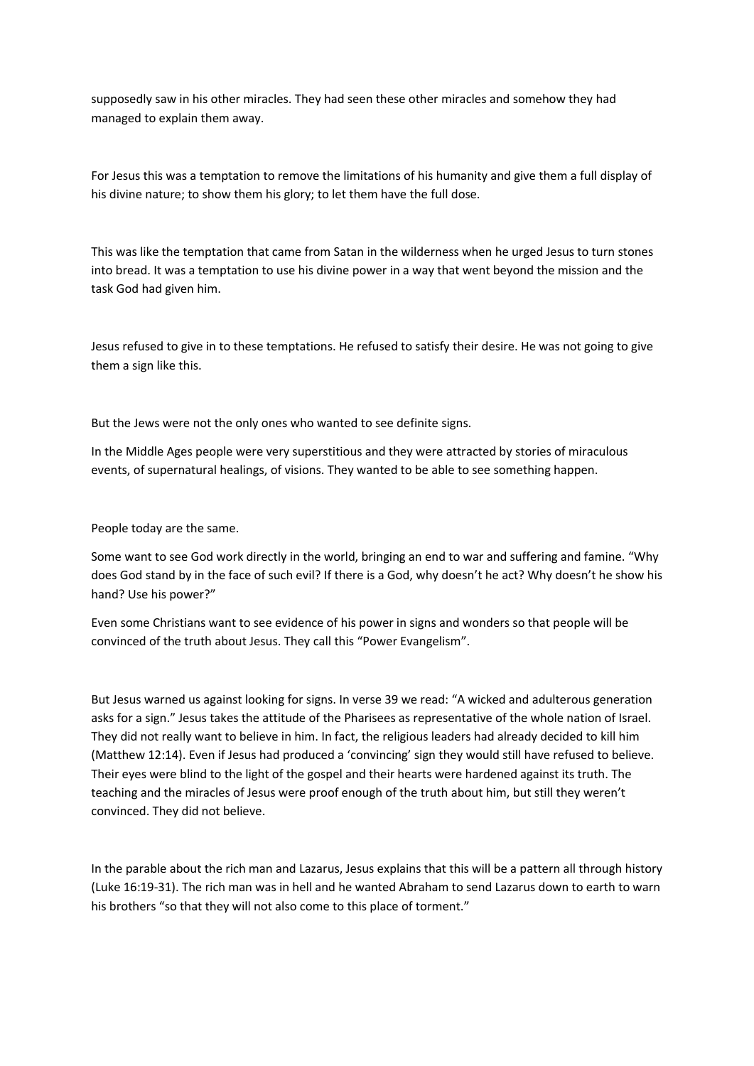supposedly saw in his other miracles. They had seen these other miracles and somehow they had managed to explain them away.

For Jesus this was a temptation to remove the limitations of his humanity and give them a full display of his divine nature; to show them his glory; to let them have the full dose.

This was like the temptation that came from Satan in the wilderness when he urged Jesus to turn stones into bread. It was a temptation to use his divine power in a way that went beyond the mission and the task God had given him.

Jesus refused to give in to these temptations. He refused to satisfy their desire. He was not going to give them a sign like this.

But the Jews were not the only ones who wanted to see definite signs.

In the Middle Ages people were very superstitious and they were attracted by stories of miraculous events, of supernatural healings, of visions. They wanted to be able to see something happen.

People today are the same.

Some want to see God work directly in the world, bringing an end to war and suffering and famine. "Why does God stand by in the face of such evil? If there is a God, why doesn't he act? Why doesn't he show his hand? Use his power?"

Even some Christians want to see evidence of his power in signs and wonders so that people will be convinced of the truth about Jesus. They call this "Power Evangelism".

But Jesus warned us against looking for signs. In verse 39 we read: "A wicked and adulterous generation asks for a sign." Jesus takes the attitude of the Pharisees as representative of the whole nation of Israel. They did not really want to believe in him. In fact, the religious leaders had already decided to kill him (Matthew 12:14). Even if Jesus had produced a 'convincing' sign they would still have refused to believe. Their eyes were blind to the light of the gospel and their hearts were hardened against its truth. The teaching and the miracles of Jesus were proof enough of the truth about him, but still they weren't convinced. They did not believe.

In the parable about the rich man and Lazarus, Jesus explains that this will be a pattern all through history (Luke 16:19-31). The rich man was in hell and he wanted Abraham to send Lazarus down to earth to warn his brothers "so that they will not also come to this place of torment."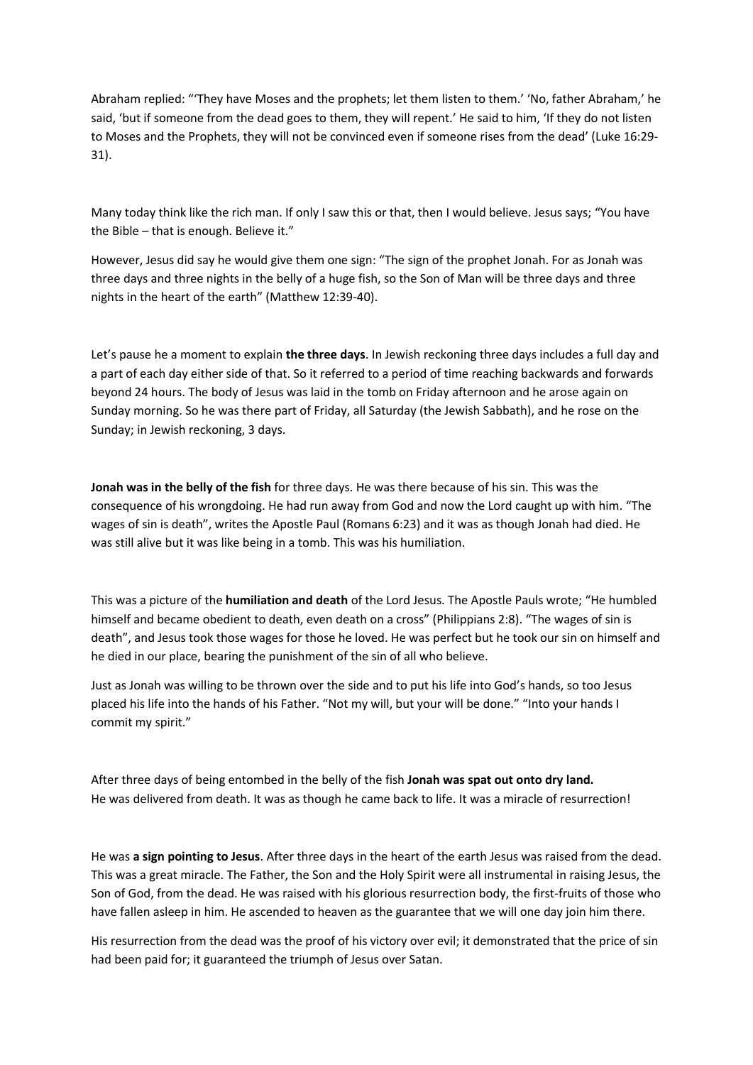Abraham replied: "'They have Moses and the prophets; let them listen to them.' 'No, father Abraham,' he said, 'but if someone from the dead goes to them, they will repent.' He said to him, 'If they do not listen to Moses and the Prophets, they will not be convinced even if someone rises from the dead' (Luke 16:29-31).

Many today think like the rich man. If only I saw this or that, then I would believe. Jesus says; "You have the Bible – that is enough. Believe it."

However, Jesus did say he would give them one sign: "The sign of the prophet Jonah. For as Jonah was three days and three nights in the belly of a huge fish, so the Son of Man will be three days and three nights in the heart of the earth" (Matthew 12:39-40).

Let's pause he a moment to explain **the three days**. In Jewish reckoning three days includes a full day and a part of each day either side of that. So it referred to a period of time reaching backwards and forwards beyond 24 hours. The body of Jesus was laid in the tomb on Friday afternoon and he arose again on Sunday morning. So he was there part of Friday, all Saturday (the Jewish Sabbath), and he rose on the Sunday; in Jewish reckoning, 3 days.

**Jonah was in the belly of the fish** for three days. He was there because of his sin. This was the consequence of his wrongdoing. He had run away from God and now the Lord caught up with him. "The wages of sin is death", writes the Apostle Paul (Romans 6:23) and it was as though Jonah had died. He was still alive but it was like being in a tomb. This was his humiliation.

This was a picture of the **humiliation and death** of the Lord Jesus. The Apostle Pauls wrote; "He humbled himself and became obedient to death, even death on a cross" (Philippians 2:8). "The wages of sin is death", and Jesus took those wages for those he loved. He was perfect but he took our sin on himself and he died in our place, bearing the punishment of the sin of all who believe.

Just as Jonah was willing to be thrown over the side and to put his life into God's hands, so too Jesus placed his life into the hands of his Father. "Not my will, but your will be done." "Into your hands I commit my spirit."

After three days of being entombed in the belly of the fish **Jonah was spat out onto dry land.**
He was delivered from death. It was as though he came back to life. It was a miracle of resurrection!

He was **a sign pointing to Jesus**. After three days in the heart of the earth Jesus was raised from the dead. This was a great miracle. The Father, the Son and the Holy Spirit were all instrumental in raising Jesus, the Son of God, from the dead. He was raised with his glorious resurrection body, the first-fruits of those who have fallen asleep in him. He ascended to heaven as the guarantee that we will one day join him there.

His resurrection from the dead was the proof of his victory over evil; it demonstrated that the price of sin had been paid for; it guaranteed the triumph of Jesus over Satan.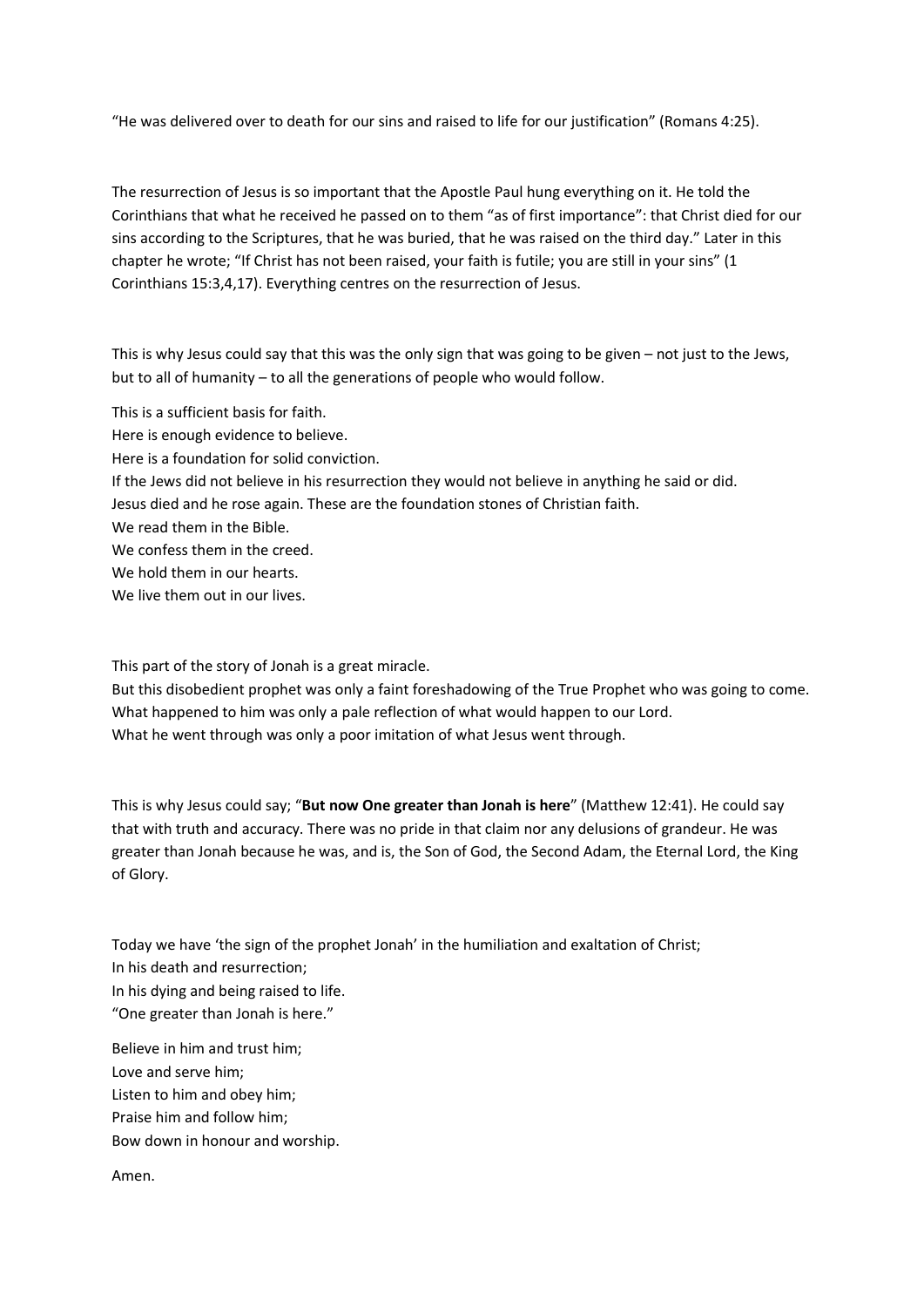"He was delivered over to death for our sins and raised to life for our justification" (Romans 4:25).

The resurrection of Jesus is so important that the Apostle Paul hung everything on it. He told the Corinthians that what he received he passed on to them "as of first importance": that Christ died for our sins according to the Scriptures, that he was buried, that he was raised on the third day." Later in this chapter he wrote; "If Christ has not been raised, your faith is futile; you are still in your sins" (1 Corinthians 15:3,4,17). Everything centres on the resurrection of Jesus.

This is why Jesus could say that this was the only sign that was going to be given – not just to the Jews, but to all of humanity – to all the generations of people who would follow.

This is a sufficient basis for faith.  
Here is enough evidence to believe.  
Here is a foundation for solid conviction.  
If the Jews did not believe in his resurrection they would not believe in anything he said or did.  
Jesus died and he rose again. These are the foundation stones of Christian faith.  
We read them in the Bible.  
We confess them in the creed.  
We hold them in our hearts.  
We live them out in our lives.

This part of the story of Jonah is a great miracle.  
But this disobedient prophet was only a faint foreshadowing of the True Prophet who was going to come.  
What happened to him was only a pale reflection of what would happen to our Lord.  
What he went through was only a poor imitation of what Jesus went through.

This is why Jesus could say; "**But now One greater than Jonah is here**" (Matthew 12:41). He could say that with truth and accuracy. There was no pride in that claim nor any delusions of grandeur. He was greater than Jonah because he was, and is, the Son of God, the Second Adam, the Eternal Lord, the King of Glory.

Today we have 'the sign of the prophet Jonah' in the humiliation and exaltation of Christ;  
In his death and resurrection;  
In his dying and being raised to life.  
"One greater than Jonah is here."

Believe in him and trust him;  
Love and serve him;  
Listen to him and obey him;  
Praise him and follow him;  
Bow down in honour and worship.

Amen.